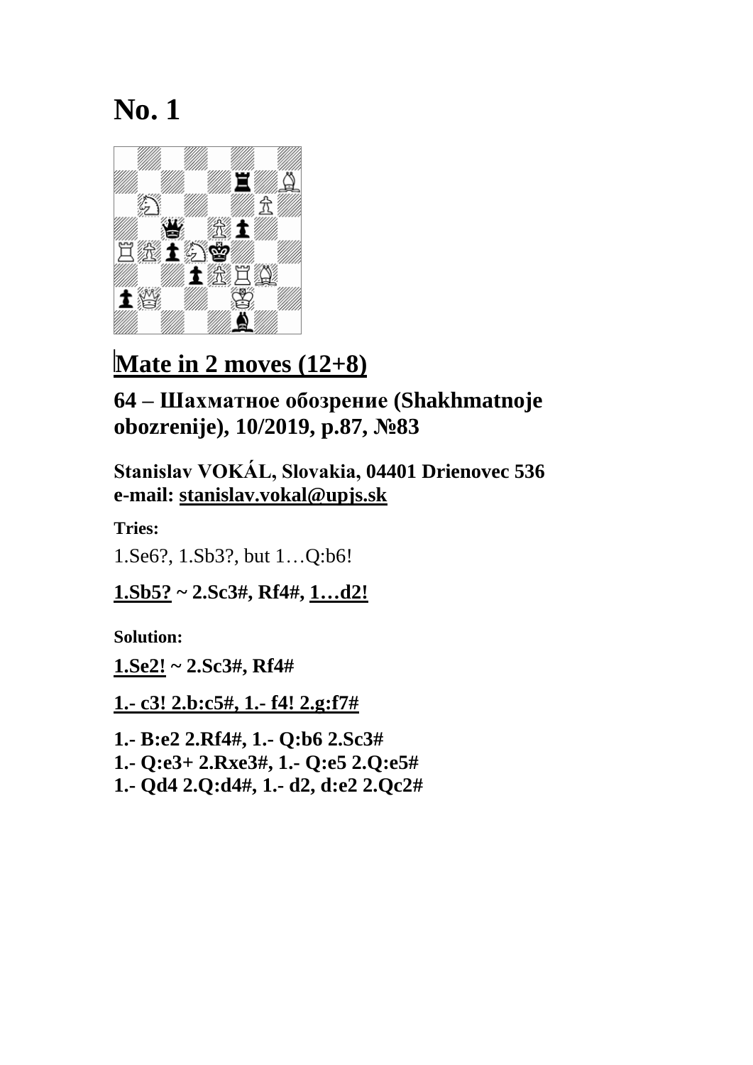# No. 1

## Mate in 2 moves (12+8)

### 64 – Шахматное обозрение (Shakhmatnoje obozrenije), 10/2019, p.87, №83

**Stanislav VOKÁL, Slovakia, 04401 Drienovec 536**
**e-mail: stanislav.vokal@upjs.sk**

**Tries:**

1.Se6?, 1.Sb3?, but 1…Q:b6!

**1.Sb5? ~ 2.Sc3#, Rf4#, 1…d2!**

**Solution:**

**1.Se2! ~ 2.Sc3#, Rf4#**

**1.- c3! 2.b:c5#, 1.- f4! 2.g:f7#**

**1.- B:e2 2.Rf4#, 1.- Q:b6 2.Sc3#**
**1.- Q:e3+ 2.Rxe3#, 1.- Q:e5 2.Q:e5#**
**1.- Qd4 2.Q:d4#, 1.- d2, d:e2 2.Qc2#**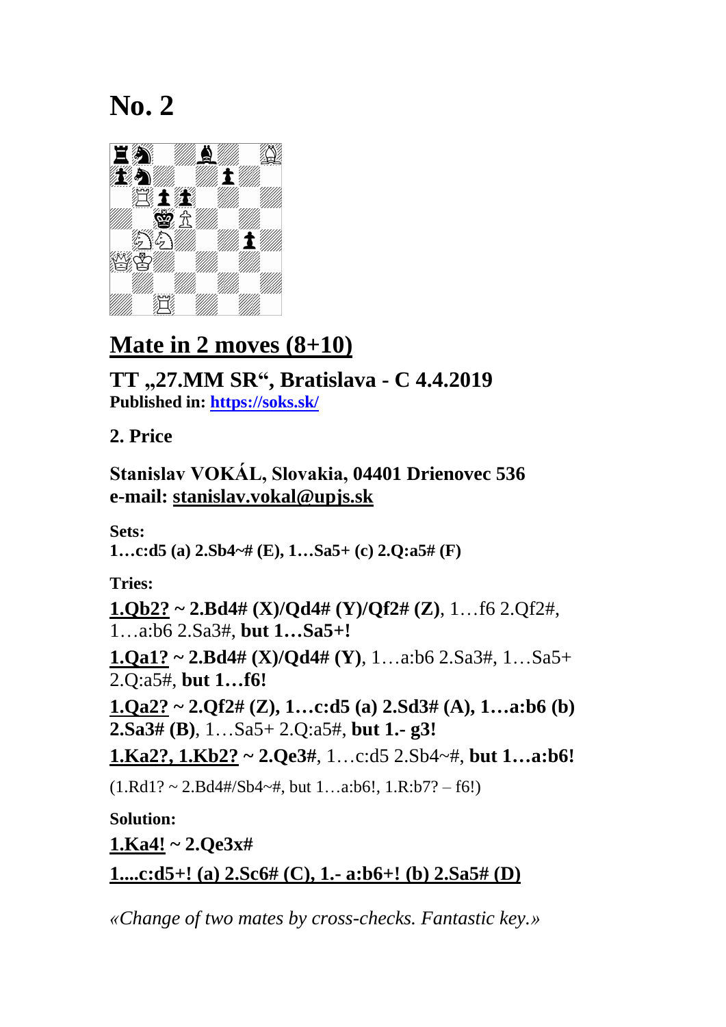# No. 2

## Mate in 2 moves (8+10)

### TT „27.MM SR“, Bratislava - C 4.4.2019

**Published in: [https://soks.sk/](https://soks.sk/)**

### 2. Price

### Stanislav VOKÁL, Slovakia, 04401 Drienovec 536
### e-mail: stanislav.vokal@upjs.sk

**Sets:**
**1…c:d5 (a) 2.Sb4~# (E), 1…Sa5+ (c) 2.Q:a5# (F)**

**Tries:**

**1.Qb2? ~ 2.Bd4# (X)/Qd4# (Y)/Qf2# (Z)**, 1…f6 2.Qf2#, 1…a:b6 2.Sa3#, **but 1…Sa5+!**

**1.Qa1? ~ 2.Bd4# (X)/Qd4# (Y)**, 1…a:b6 2.Sa3#, 1…Sa5+ 2.Q:a5#, **but 1…f6!**

**1.Qa2? ~ 2.Qf2# (Z), 1…c:d5 (a) 2.Sd3# (A), 1…a:b6 (b) 2.Sa3# (B)**, 1…Sa5+ 2.Q:a5#, **but 1.- g3!**

**1.Ka2?, 1.Kb2? ~ 2.Qe3#**, 1…c:d5 2.Sb4~#, **but 1…a:b6!**

(1.Rd1? ~ 2.Bd4#/Sb4~#, but 1…a:b6!, 1.R:b7? – f6!)

**Solution:**

**1.Ka4! ~ 2.Qe3x#**

**1....c:d5+! (a) 2.Sc6# (C), 1.- a:b6+! (b) 2.Sa5# (D)**

*«Change of two mates by cross-checks. Fantastic key.»*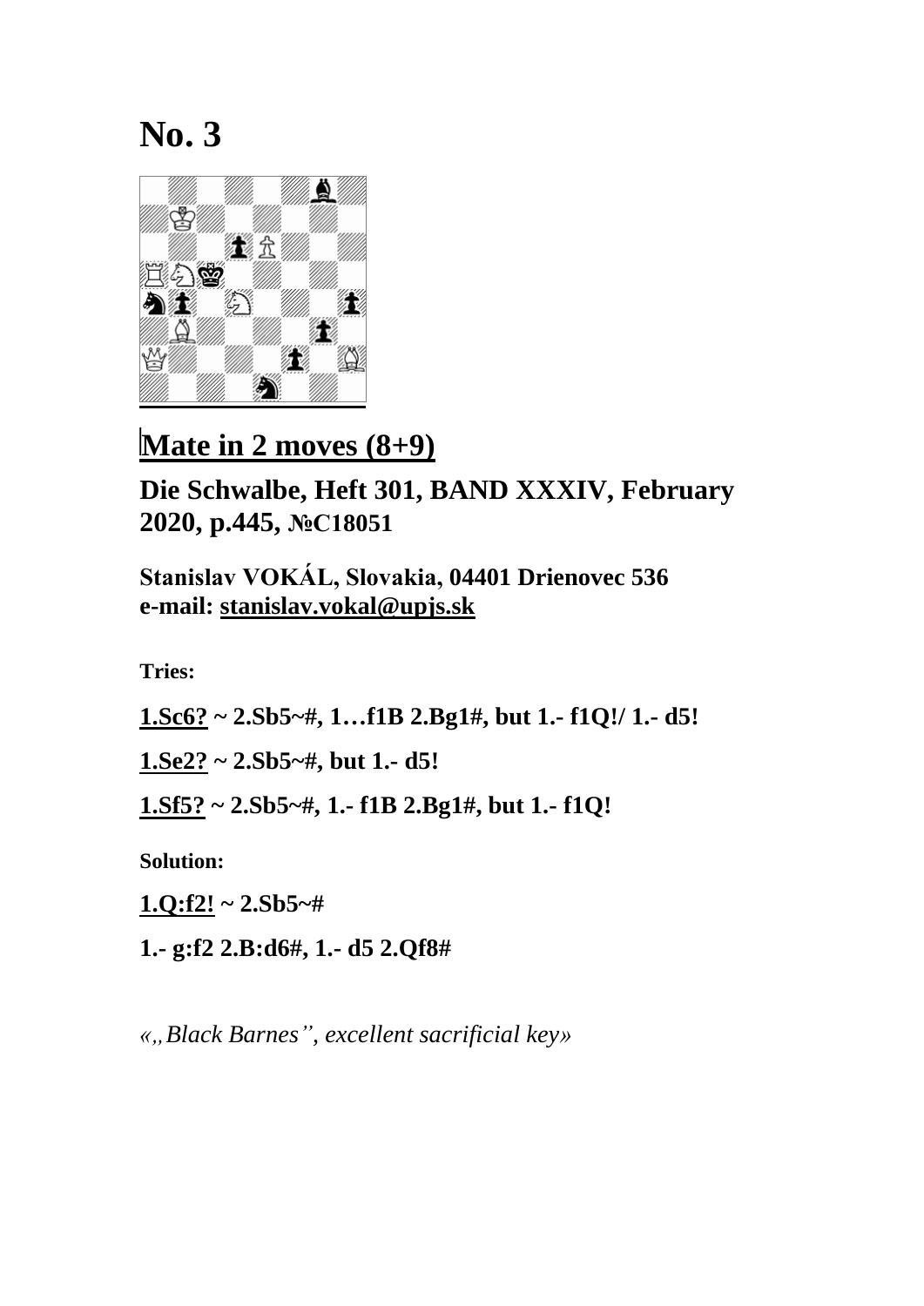# No. 3

**Mate in 2 moves (8+9)**

**Die Schwalbe, Heft 301, BAND XXXIV, February 2020, p.445, №C18051**

**Stanislav VOKÁL, Slovakia, 04401 Drienovec 536**
**e-mail: stanislav.vokal@upjs.sk**

**Tries:**

**1.Sc6? ~ 2.Sb5~#, 1…f1B 2.Bg1#, but 1.- f1Q!/ 1.- d5!**

**1.Se2? ~ 2.Sb5~#, but 1.- d5!**

**1.Sf5? ~ 2.Sb5~#, 1.- f1B 2.Bg1#, but 1.- f1Q!**

**Solution:**

**1.Q:f2! ~ 2.Sb5~#**

**1.- g:f2 2.B:d6#, 1.- d5 2.Qf8#**

*«„Black Barnes", excellent sacrificial key»*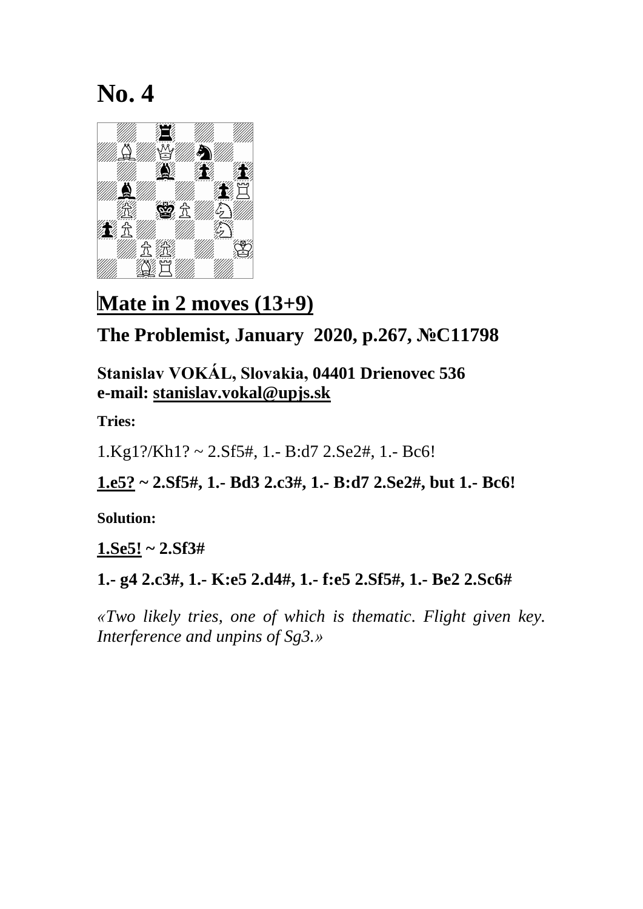# No. 4

## Mate in 2 moves (13+9)

### The Problemist, January 2020, p.267, №C11798

**Stanislav VOKÁL, Slovakia, 04401 Drienovec 536**
**e-mail: stanislav.vokal@upjs.sk**

**Tries:**

1.Kg1?/Kh1? ~ 2.Sf5#, 1.- B:d7 2.Se2#, 1.- Bc6!

**1.e5? ~ 2.Sf5#, 1.- Bd3 2.c3#, 1.- B:d7 2.Se2#, but 1.- Bc6!**

**Solution:**

**1.Se5! ~ 2.Sf3#**

**1.- g4 2.c3#, 1.- K:e5 2.d4#, 1.- f:e5 2.Sf5#, 1.- Be2 2.Sc6#**

*«Two likely tries, one of which is thematic. Flight given key. Interference and unpins of Sg3.»*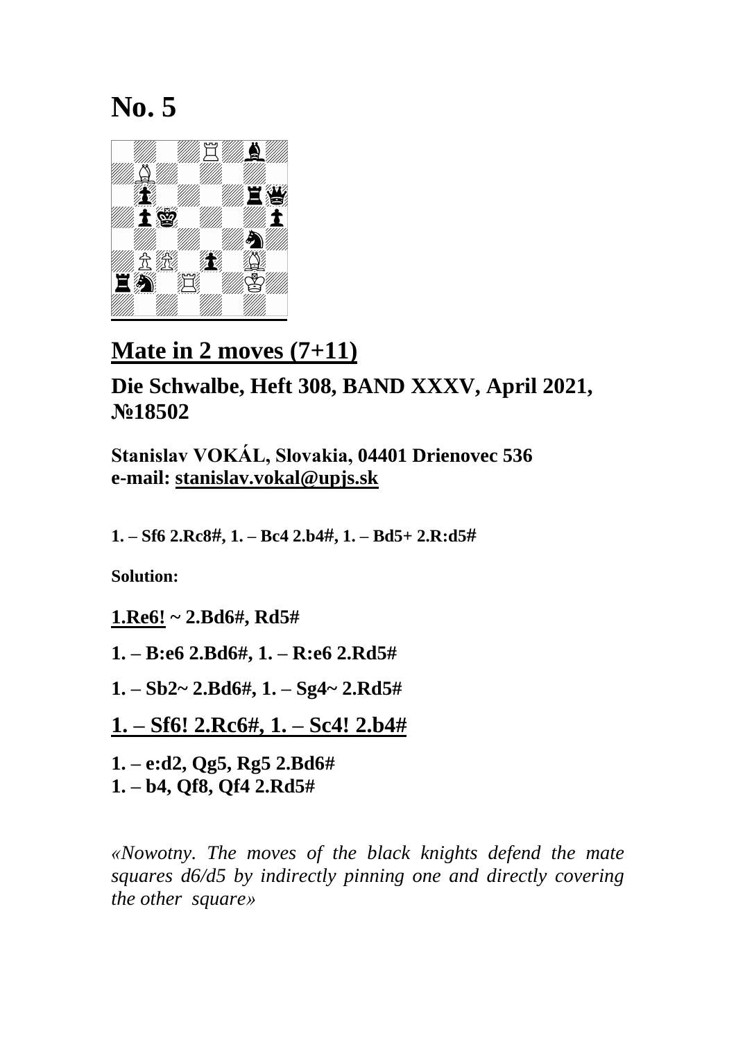# No. 5

## Mate in 2 moves (7+11)

### Die Schwalbe, Heft 308, BAND XXXV, April 2021, №18502

**Stanislav VOKÁL, Slovakia, 04401 Drienovec 536**
**e-mail: stanislav.vokal@upjs.sk**

**1. – Sf6 2.Rc8#, 1. – Bc4 2.b4#, 1. – Bd5+ 2.R:d5#**

**Solution:**

**1.Re6! ~ 2.Bd6#, Rd5#**

**1. – B:e6 2.Bd6#, 1. – R:e6 2.Rd5#**

**1. – Sb2~ 2.Bd6#, 1. – Sg4~ 2.Rd5#**

**1. – Sf6! 2.Rc6#, 1. – Sc4! 2.b4#**

**1. – e:d2, Qg5, Rg5 2.Bd6#**
**1. – b4, Qf8, Qf4 2.Rd5#**

*«Nowotny. The moves of the black knights defend the mate squares d6/d5 by indirectly pinning one and directly covering the other square»*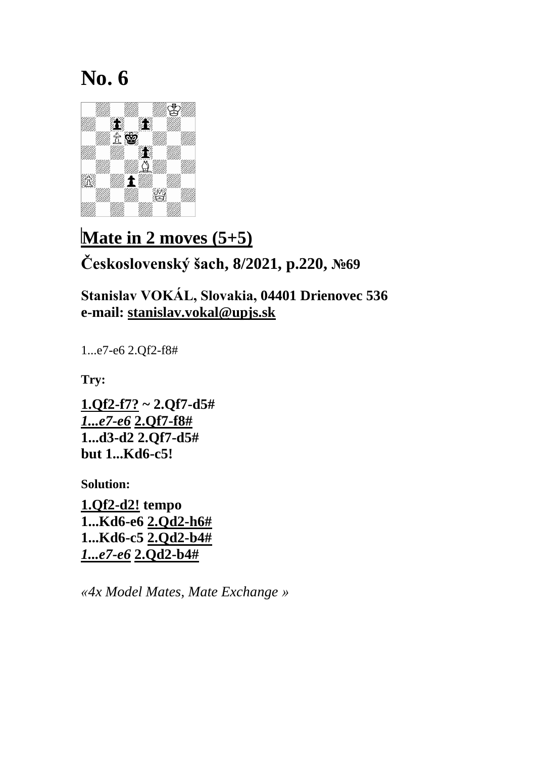# No. 6

**Mate in 2 moves (5+5)**

**Československý šach, 8/2021, p.220, №69**

**Stanislav VOKÁL, Slovakia, 04401 Drienovec 536**
**e-mail: stanislav.vokal@upjs.sk**

1...e7-e6 2.Qf2-f8#

**Try:**

**1.Qf2-f7? ~ 2.Qf7-d5#**
***1...e7-e6* 2.Qf7-f8#**
**1...d3-d2 2.Qf7-d5#**
**but 1...Kd6-c5!**

**Solution:**

**1.Qf2-d2! tempo**
**1...Kd6-e6 2.Qd2-h6#**
**1...Kd6-c5 2.Qd2-b4#**
***1...e7-e6* 2.Qd2-b4#**

*«4x Model Mates, Mate Exchange »*